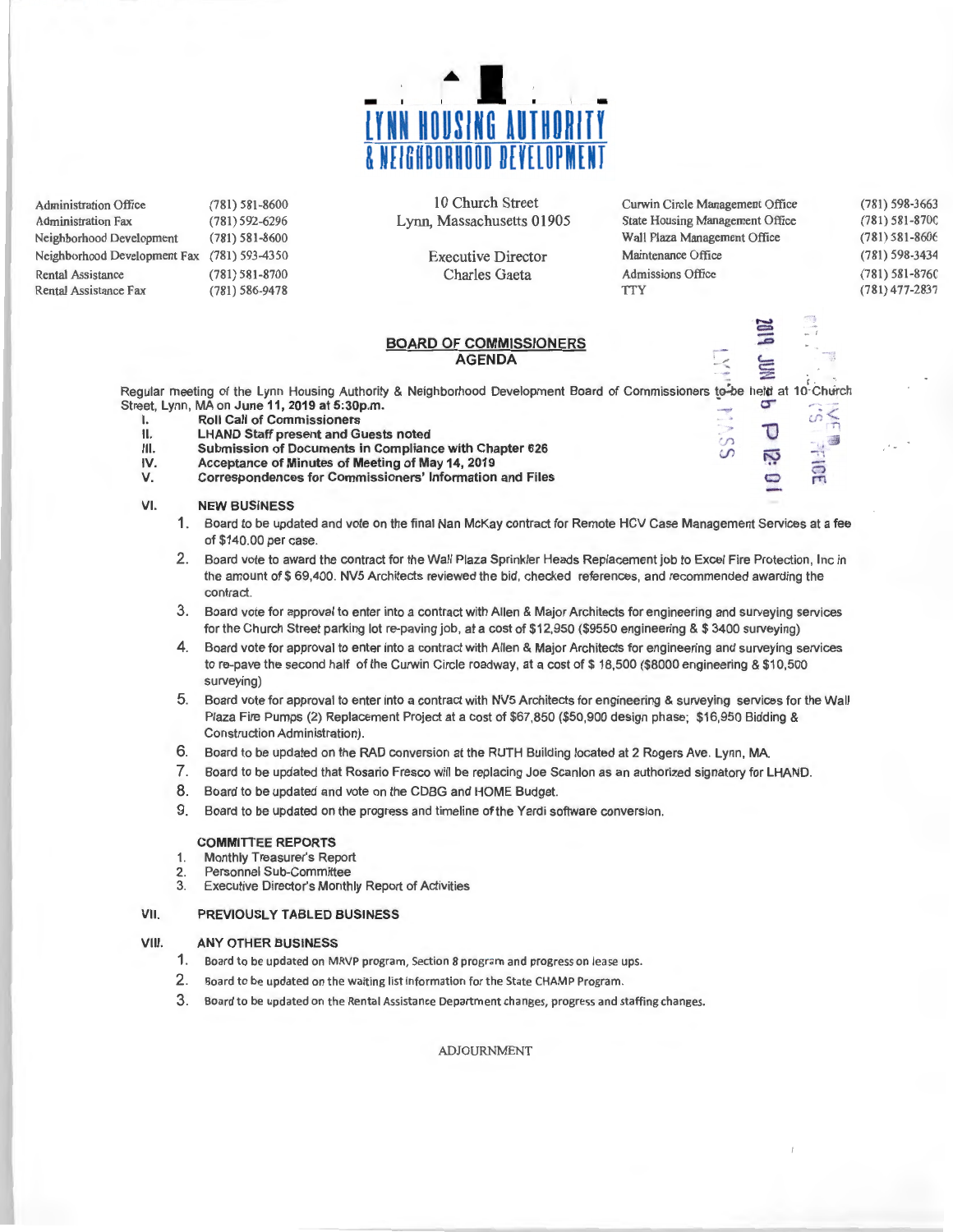# LYNN HOUSING AUTHORITY & NEIGHBORHOOD DEVELOPMENT

| | | | | |
|---|---|---|---|---|
| Administration Office | (781) 581-8600 | 10 Church Street | Curwin Circle Management Office | (781) 598-3663 |
| Administration Fax | (781) 592-6296 | Lynn, Massachusetts 01905 | State Housing Management Office | (781) 581-8700 |
| Neighborhood Development | (781) 581-8600 | | Wall Plaza Management Office | (781) 581-8606 |
| Neighborhood Development Fax | (781) 593-4350 | Executive Director | Maintenance Office | (781) 598-3434 |
| Rental Assistance | (781) 581-8700 | Charles Gaeta | Admissions Office | (781) 581-8760 |
| Rental Assistance Fax | (781) 586-9478 | | TTY | (781) 477-2837 |

2019 JUN 6 P 12: 01

## BOARD OF COMMISSIONERS AGENDA

Regular meeting of the Lynn Housing Authority & Neighborhood Development Board of Commissioners to be held at 10 Church Street, Lynn, MA on **June 11, 2019 at 5:30p.m.**

I. **Roll Call of Commissioners**
II. **LHAND Staff present and Guests noted**
III. **Submission of Documents in Compliance with Chapter 626**
IV. **Acceptance of Minutes of Meeting of May 14, 2019**
V. **Correspondences for Commissioners' Information and Files**

VI. **NEW BUSINESS**

1. Board to be updated and vote on the final Nan McKay contract for Remote HCV Case Management Services at a fee of $140.00 per case.
2. Board vote to award the contract for the Wall Plaza Sprinkler Heads Replacement job to Excel Fire Protection, Inc in the amount of $ 69,400. NV5 Architects reviewed the bid, checked references, and recommended awarding the contract.
3. Board vote for approval to enter into a contract with Allen & Major Architects for engineering and surveying services for the Church Street parking lot re-paving job, at a cost of $12,950 ($9550 engineering & $ 3400 surveying)
4. Board vote for approval to enter into a contract with Allen & Major Architects for engineering and surveying services to re-pave the second half of the Curwin Circle roadway, at a cost of $ 18,500 ($8000 engineering & $10,500 surveying)
5. Board vote for approval to enter into a contract with NV5 Architects for engineering & surveying services for the Wall Plaza Fire Pumps (2) Replacement Project at a cost of $67,850 ($50,900 design phase; $16,950 Bidding & Construction Administration).
6. Board to be updated on the RAD conversion at the RUTH Building located at 2 Rogers Ave. Lynn, MA.
7. Board to be updated that Rosario Fresco will be replacing Joe Scanlon as an authorized signatory for LHAND.
8. Board to be updated and vote on the CDBG and HOME Budget.
9. Board to be updated on the progress and timeline of the Yardi software conversion.

**COMMITTEE REPORTS**

1. Monthly Treasurer's Report
2. Personnel Sub-Committee
3. Executive Director's Monthly Report of Activities

VII. **PREVIOUSLY TABLED BUSINESS**

VIII. **ANY OTHER BUSINESS**

1. Board to be updated on MRVP program, Section 8 program and progress on lease ups.
2. Board to be updated on the waiting list information for the State CHAMP Program.
3. Board to be updated on the Rental Assistance Department changes, progress and staffing changes.

ADJOURNMENT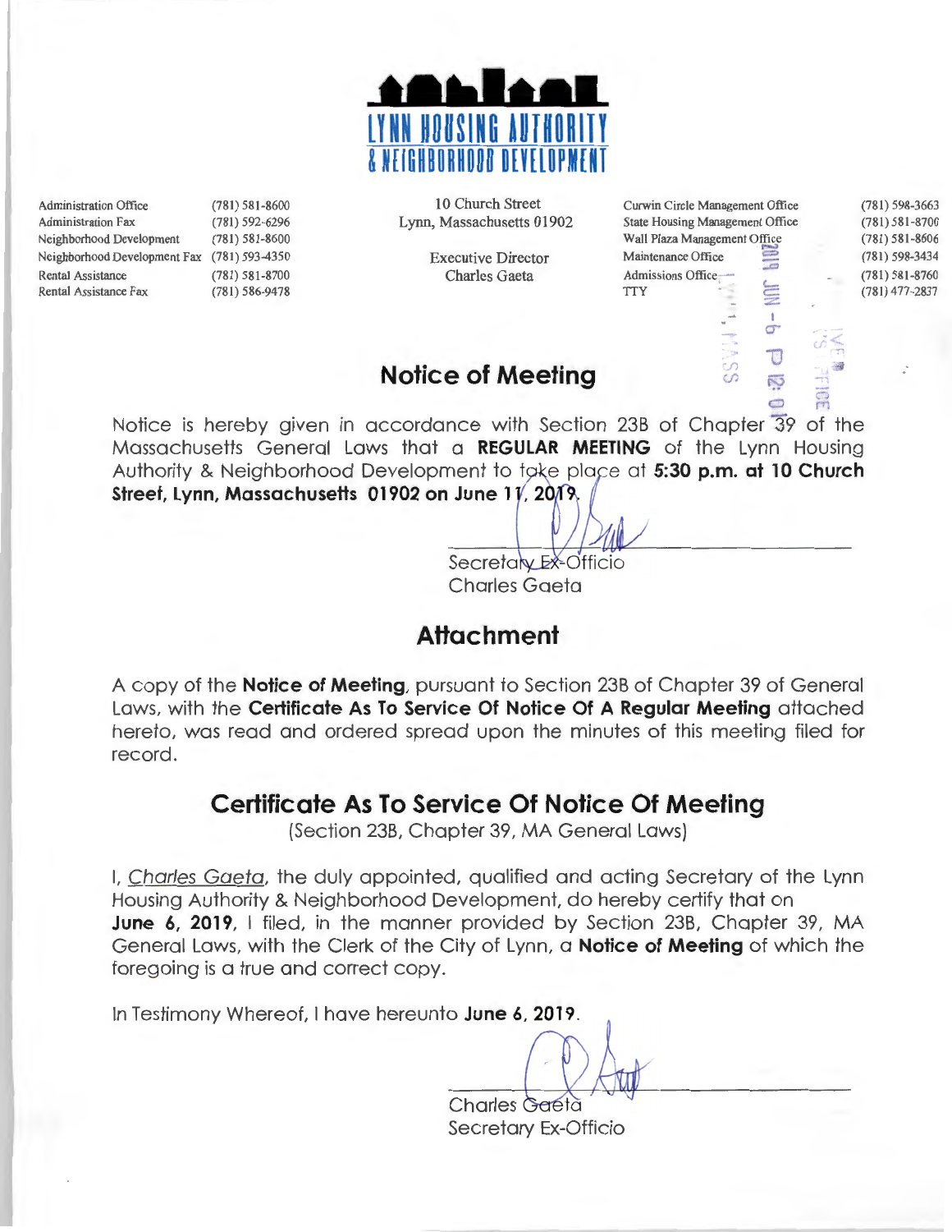LYNN HOUSING AUTHORITY
& NEIGHBORHOOD DEVELOPMENT

| | | | | |
|---|---|---|---|---|
| Administration Office | (781) 581-8600 | 10 Church Street | Curwin Circle Management Office | (781) 598-3663 |
| Administration Fax | (781) 592-6296 | Lynn, Massachusetts 01902 | State Housing Management Office | (781) 581-8700 |
| Neighborhood Development | (781) 581-8600 | | Wall Plaza Management Office | (781) 581-8606 |
| Neighborhood Development Fax | (781) 593-4350 | Executive Director | Maintenance Office | (781) 598-3434 |
| Rental Assistance | (781) 581-8700 | Charles Gaeta | Admissions Office | (781) 581-8760 |
| Rental Assistance Fax | (781) 586-9478 | | TTY | (781) 477-2837 |

2019 JUN -6 P 12:01

## Notice of Meeting

Notice is hereby given in accordance with Section 23B of Chapter 39 of the Massachusetts General Laws that a **REGULAR MEETING** of the Lynn Housing Authority & Neighborhood Development to take place at **5:30 p.m. at 10 Church Street, Lynn, Massachusetts 01902 on June 11, 2019.**

Secretary Ex-Officio
Charles Gaeta

## Attachment

A copy of the **Notice of Meeting**, pursuant to Section 23B of Chapter 39 of General Laws, with the **Certificate As To Service Of Notice Of A Regular Meeting** attached hereto, was read and ordered spread upon the minutes of this meeting filed for record.

## Certificate As To Service Of Notice Of Meeting

(Section 23B, Chapter 39, MA General Laws)

I, Charles Gaeta, the duly appointed, qualified and acting Secretary of the Lynn Housing Authority & Neighborhood Development, do hereby certify that on **June 6, 2019**, I filed, in the manner provided by Section 23B, Chapter 39, MA General Laws, with the Clerk of the City of Lynn, a **Notice of Meeting** of which the foregoing is a true and correct copy.

In Testimony Whereof, I have hereunto **June 6, 2019**.

Charles Gaeta
Secretary Ex-Officio